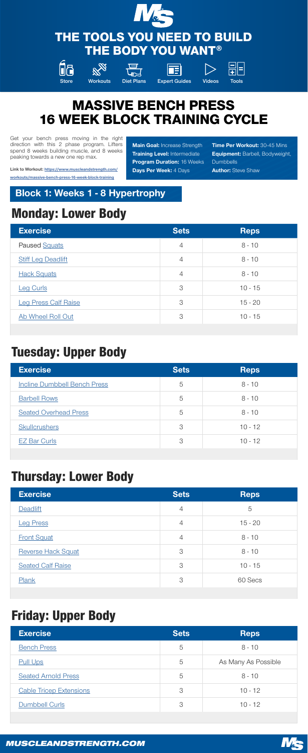# THE TOOLS YOU NEED TO BUILD THE BODY YOU WANT®

Store | Workouts | Diet Plans | Expert Guides | Videos | Tools

# MASSIVE BENCH PRESS 16 WEEK BLOCK TRAINING CYCLE

Get your bench press moving in the right direction with this 2 phase program. Lifters spend 8 weeks building muscle, and 8 weeks peaking towards a new one rep max.

**Link to Workout:** https://www.muscleandstrength.com/workouts/massive-bench-press-16-week-block-training

**Main Goal:** Increase Strength
**Training Level:** Intermediate
**Program Duration:** 16 Weeks
**Days Per Week:** 4 Days

**Time Per Workout:** 30-45 Mins
**Equipment:** Barbell, Bodyweight, Dumbbells
**Author:** Steve Shaw

## Block 1: Weeks 1 - 8 Hypertrophy

## Monday: Lower Body

| Exercise | Sets | Reps |
|---|---|---|
| Paused Squats | 4 | 8 - 10 |
| Stiff Leg Deadlift | 4 | 8 - 10 |
| Hack Squats | 4 | 8 - 10 |
| Leg Curls | 3 | 10 - 15 |
| Leg Press Calf Raise | 3 | 15 - 20 |
| Ab Wheel Roll Out | 3 | 10 - 15 |

## Tuesday: Upper Body

| Exercise | Sets | Reps |
|---|---|---|
| Incline Dumbbell Bench Press | 5 | 8 - 10 |
| Barbell Rows | 5 | 8 - 10 |
| Seated Overhead Press | 5 | 8 - 10 |
| Skullcrushers | 3 | 10 - 12 |
| EZ Bar Curls | 3 | 10 - 12 |

## Thursday: Lower Body

| Exercise | Sets | Reps |
|---|---|---|
| Deadlift | 4 | 5 |
| Leg Press | 4 | 15 - 20 |
| Front Squat | 4 | 8 - 10 |
| Reverse Hack Squat | 3 | 8 - 10 |
| Seated Calf Raise | 3 | 10 - 15 |
| Plank | 3 | 60 Secs |

## Friday: Upper Body

| Exercise | Sets | Reps |
|---|---|---|
| Bench Press | 5 | 8 - 10 |
| Pull Ups | 5 | As Many As Possible |
| Seated Arnold Press | 5 | 8 - 10 |
| Cable Tricep Extensions | 3 | 10 - 12 |
| Dumbbell Curls | 3 | 10 - 12 |

MUSCLEANDSTRENGTH.COM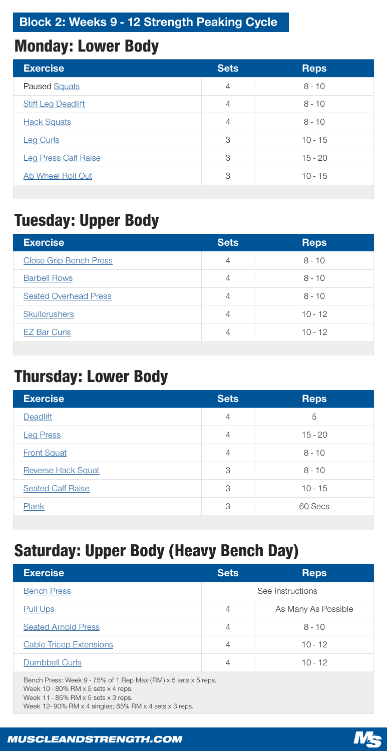**Block 2: Weeks 9 - 12 Strength Peaking Cycle**

## Monday: Lower Body

| Exercise | Sets | Reps |
|---|---|---|
| Paused Squats | 4 | 8 - 10 |
| Stiff Leg Deadlift | 4 | 8 - 10 |
| Hack Squats | 4 | 8 - 10 |
| Leg Curls | 3 | 10 - 15 |
| Leg Press Calf Raise | 3 | 15 - 20 |
| Ab Wheel Roll Out | 3 | 10 - 15 |

## Tuesday: Upper Body

| Exercise | Sets | Reps |
|---|---|---|
| Close Grip Bench Press | 4 | 8 - 10 |
| Barbell Rows | 4 | 8 - 10 |
| Seated Overhead Press | 4 | 8 - 10 |
| Skullcrushers | 4 | 10 - 12 |
| EZ Bar Curls | 4 | 10 - 12 |

## Thursday: Lower Body

| Exercise | Sets | Reps |
|---|---|---|
| Deadlift | 4 | 5 |
| Leg Press | 4 | 15 - 20 |
| Front Squat | 4 | 8 - 10 |
| Reverse Hack Squat | 3 | 8 - 10 |
| Seated Calf Raise | 3 | 10 - 15 |
| Plank | 3 | 60 Secs |

## Saturday: Upper Body (Heavy Bench Day)

| Exercise | Sets | Reps |
|---|---|---|
| Bench Press | See Instructions | |
| Pull Ups | 4 | As Many As Possible |
| Seated Arnold Press | 4 | 8 - 10 |
| Cable Tricep Extensions | 4 | 10 - 12 |
| Dumbbell Curls | 4 | 10 - 12 |

Bench Press: Week 9 - 75% of 1 Rep Max (RM) x 5 sets x 5 reps.
Week 10 - 80% RM x 5 sets x 4 reps.
Week 11 - 85% RM x 5 sets x 3 reps.
Week 12- 90% RM x 4 singles; 85% RM x 4 sets x 3 reps.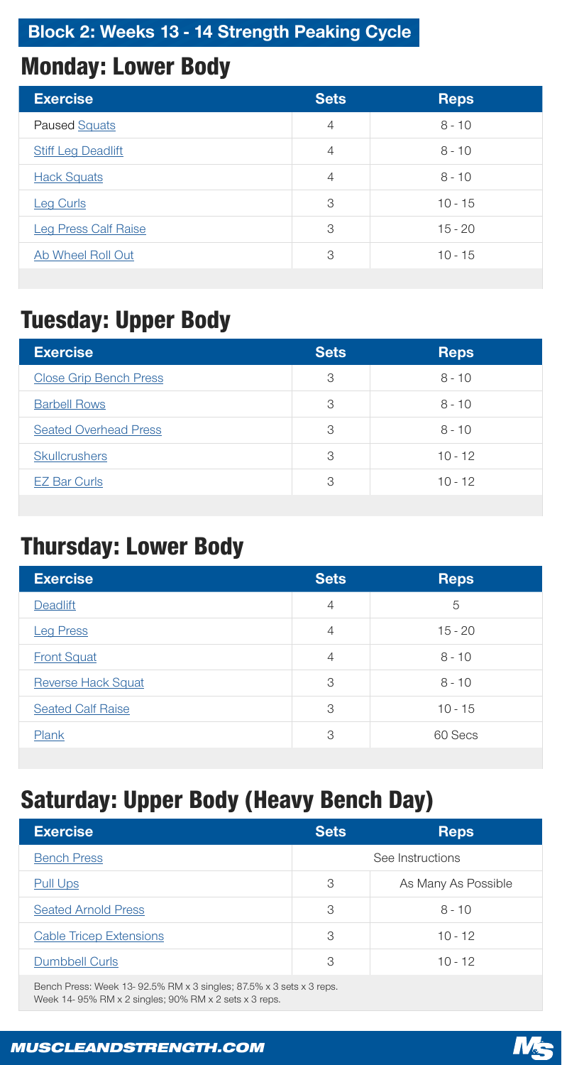## Block 2: Weeks 13 - 14 Strength Peaking Cycle

# Monday: Lower Body

| Exercise | Sets | Reps |
| --- | --- | --- |
| Paused Squats | 4 | 8 - 10 |
| Stiff Leg Deadlift | 4 | 8 - 10 |
| Hack Squats | 4 | 8 - 10 |
| Leg Curls | 3 | 10 - 15 |
| Leg Press Calf Raise | 3 | 15 - 20 |
| Ab Wheel Roll Out | 3 | 10 - 15 |

# Tuesday: Upper Body

| Exercise | Sets | Reps |
| --- | --- | --- |
| Close Grip Bench Press | 3 | 8 - 10 |
| Barbell Rows | 3 | 8 - 10 |
| Seated Overhead Press | 3 | 8 - 10 |
| Skullcrushers | 3 | 10 - 12 |
| EZ Bar Curls | 3 | 10 - 12 |

# Thursday: Lower Body

| Exercise | Sets | Reps |
| --- | --- | --- |
| Deadlift | 4 | 5 |
| Leg Press | 4 | 15 - 20 |
| Front Squat | 4 | 8 - 10 |
| Reverse Hack Squat | 3 | 8 - 10 |
| Seated Calf Raise | 3 | 10 - 15 |
| Plank | 3 | 60 Secs |

# Saturday: Upper Body (Heavy Bench Day)

| Exercise | Sets | Reps |
| --- | --- | --- |
| Bench Press | See Instructions | |
| Pull Ups | 3 | As Many As Possible |
| Seated Arnold Press | 3 | 8 - 10 |
| Cable Tricep Extensions | 3 | 10 - 12 |
| Dumbbell Curls | 3 | 10 - 12 |

Bench Press: Week 13- 92.5% RM x 3 singles; 87.5% x 3 sets x 3 reps.
Week 14- 95% RM x 2 singles; 90% RM x 2 sets x 3 reps.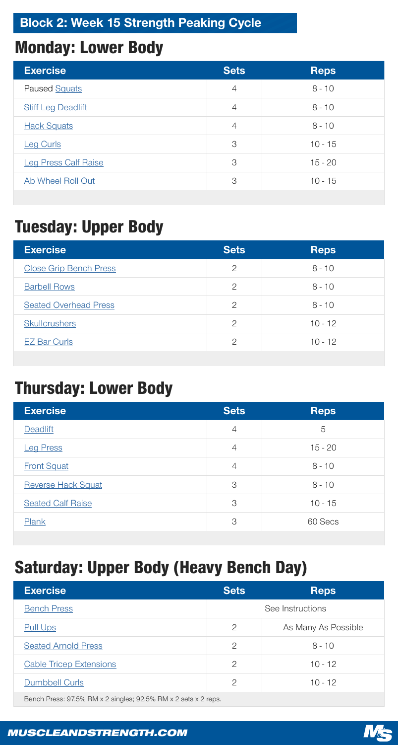## Block 2: Week 15 Strength Peaking Cycle

# Monday: Lower Body

| Exercise | Sets | Reps |
| --- | --- | --- |
| Paused Squats | 4 | 8 - 10 |
| Stiff Leg Deadlift | 4 | 8 - 10 |
| Hack Squats | 4 | 8 - 10 |
| Leg Curls | 3 | 10 - 15 |
| Leg Press Calf Raise | 3 | 15 - 20 |
| Ab Wheel Roll Out | 3 | 10 - 15 |

# Tuesday: Upper Body

| Exercise | Sets | Reps |
| --- | --- | --- |
| Close Grip Bench Press | 2 | 8 - 10 |
| Barbell Rows | 2 | 8 - 10 |
| Seated Overhead Press | 2 | 8 - 10 |
| Skullcrushers | 2 | 10 - 12 |
| EZ Bar Curls | 2 | 10 - 12 |

# Thursday: Lower Body

| Exercise | Sets | Reps |
| --- | --- | --- |
| Deadlift | 4 | 5 |
| Leg Press | 4 | 15 - 20 |
| Front Squat | 4 | 8 - 10 |
| Reverse Hack Squat | 3 | 8 - 10 |
| Seated Calf Raise | 3 | 10 - 15 |
| Plank | 3 | 60 Secs |

# Saturday: Upper Body (Heavy Bench Day)

| Exercise | Sets | Reps |
| --- | --- | --- |
| Bench Press | See Instructions | |
| Pull Ups | 2 | As Many As Possible |
| Seated Arnold Press | 2 | 8 - 10 |
| Cable Tricep Extensions | 2 | 10 - 12 |
| Dumbbell Curls | 2 | 10 - 12 |

Bench Press: 97.5% RM x 2 singles; 92.5% RM x 2 sets x 2 reps.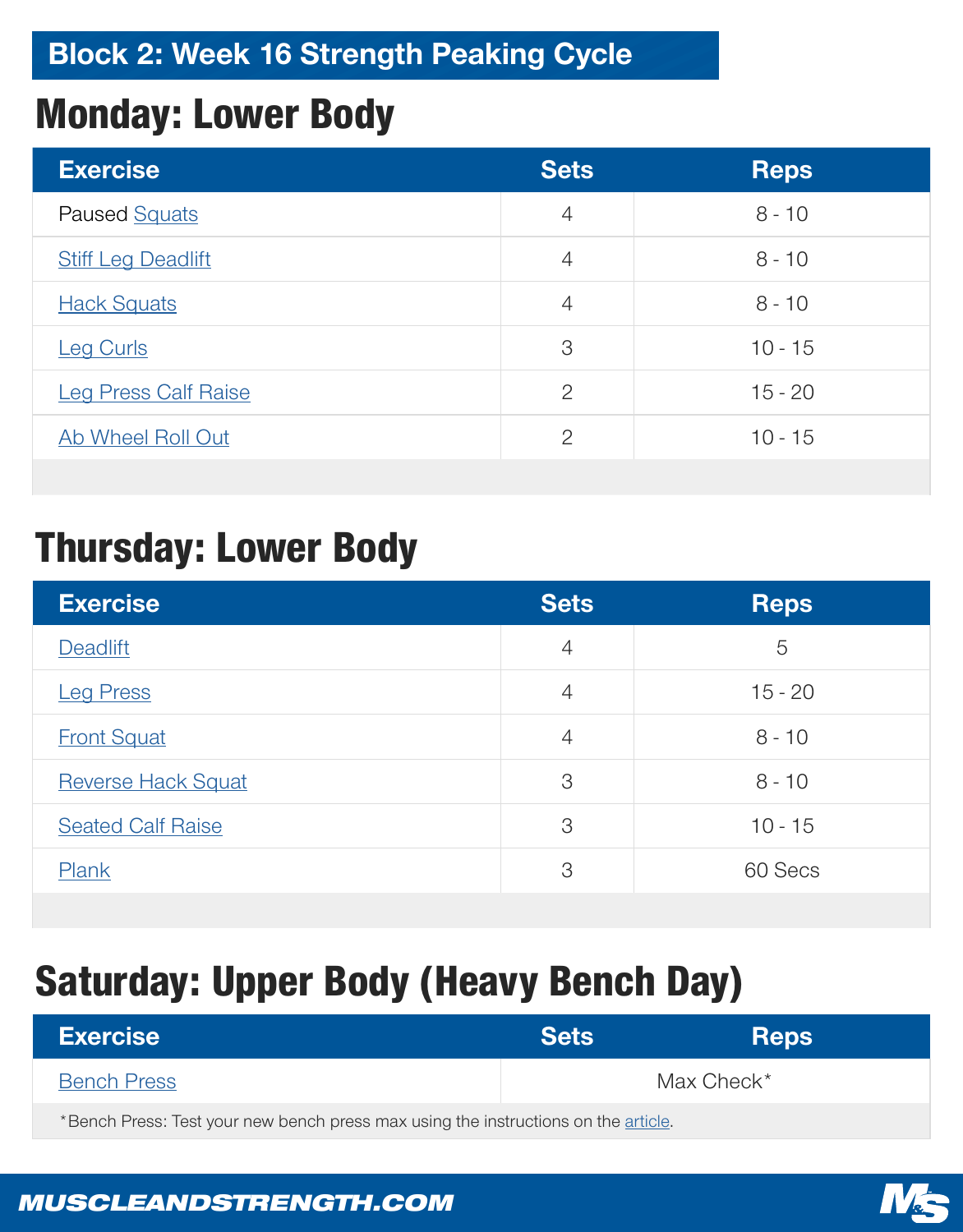## Block 2: Week 16 Strength Peaking Cycle

# Monday: Lower Body

| Exercise | Sets | Reps |
| --- | --- | --- |
| Paused Squats | 4 | 8 - 10 |
| Stiff Leg Deadlift | 4 | 8 - 10 |
| Hack Squats | 4 | 8 - 10 |
| Leg Curls | 3 | 10 - 15 |
| Leg Press Calf Raise | 2 | 15 - 20 |
| Ab Wheel Roll Out | 2 | 10 - 15 |

# Thursday: Lower Body

| Exercise | Sets | Reps |
| --- | --- | --- |
| Deadlift | 4 | 5 |
| Leg Press | 4 | 15 - 20 |
| Front Squat | 4 | 8 - 10 |
| Reverse Hack Squat | 3 | 8 - 10 |
| Seated Calf Raise | 3 | 10 - 15 |
| Plank | 3 | 60 Secs |

# Saturday: Upper Body (Heavy Bench Day)

| Exercise | Sets | Reps |
| --- | --- | --- |
| Bench Press | Max Check* | |

*Bench Press: Test your new bench press max using the instructions on the article.